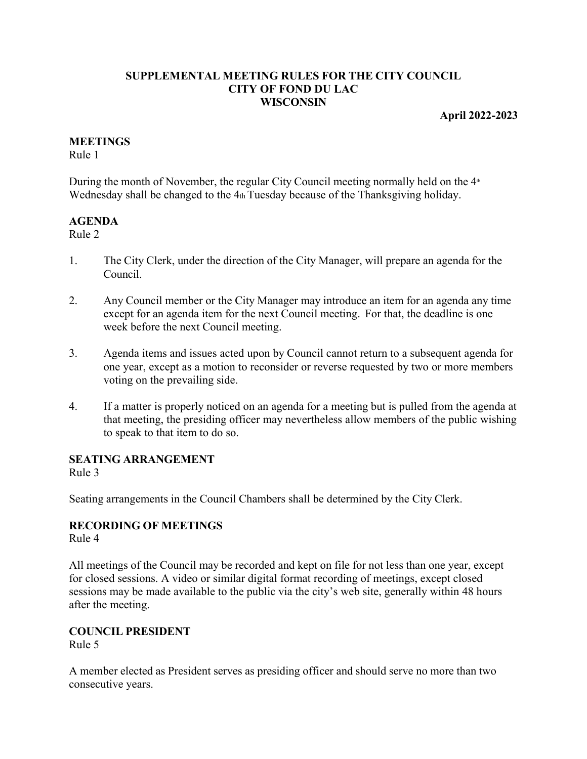# SUPPLEMENTAL MEETING RULES FOR THE CITY COUNCIL
# CITY OF FOND DU LAC
# WISCONSIN

**April 2022-2023**

## MEETINGS

Rule 1

During the month of November, the regular City Council meeting normally held on the 4th Wednesday shall be changed to the 4th Tuesday because of the Thanksgiving holiday.

## AGENDA

Rule 2

1. The City Clerk, under the direction of the City Manager, will prepare an agenda for the Council.
2. Any Council member or the City Manager may introduce an item for an agenda any time except for an agenda item for the next Council meeting. For that, the deadline is one week before the next Council meeting.
3. Agenda items and issues acted upon by Council cannot return to a subsequent agenda for one year, except as a motion to reconsider or reverse requested by two or more members voting on the prevailing side.
4. If a matter is properly noticed on an agenda for a meeting but is pulled from the agenda at that meeting, the presiding officer may nevertheless allow members of the public wishing to speak to that item to do so.

## SEATING ARRANGEMENT

Rule 3

Seating arrangements in the Council Chambers shall be determined by the City Clerk.

## RECORDING OF MEETINGS

Rule 4

All meetings of the Council may be recorded and kept on file for not less than one year, except for closed sessions. A video or similar digital format recording of meetings, except closed sessions may be made available to the public via the city's web site, generally within 48 hours after the meeting.

## COUNCIL PRESIDENT

Rule 5

A member elected as President serves as presiding officer and should serve no more than two consecutive years.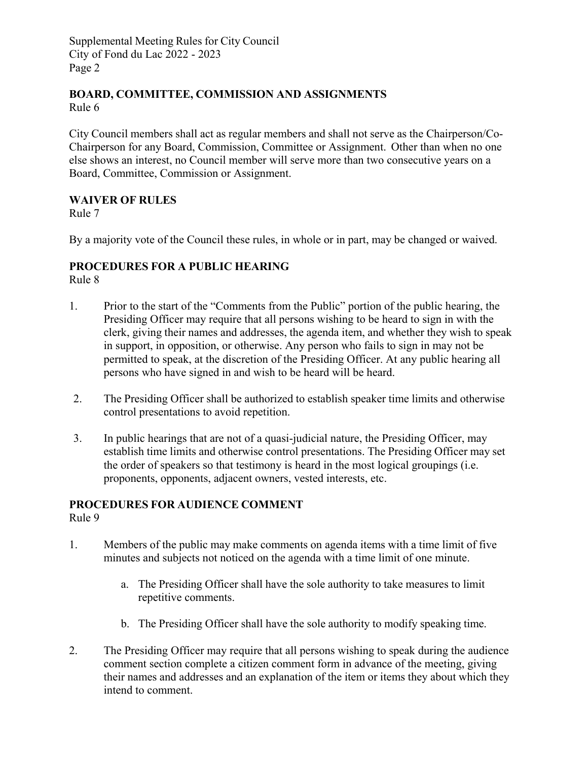## BOARD, COMMITTEE, COMMISSION AND ASSIGNMENTS

Rule 6

City Council members shall act as regular members and shall not serve as the Chairperson/Co-Chairperson for any Board, Commission, Committee or Assignment. Other than when no one else shows an interest, no Council member will serve more than two consecutive years on a Board, Committee, Commission or Assignment.

## WAIVER OF RULES

Rule 7

By a majority vote of the Council these rules, in whole or in part, may be changed or waived.

## PROCEDURES FOR A PUBLIC HEARING

Rule 8

1. Prior to the start of the "Comments from the Public" portion of the public hearing, the Presiding Officer may require that all persons wishing to be heard to sign in with the clerk, giving their names and addresses, the agenda item, and whether they wish to speak in support, in opposition, or otherwise. Any person who fails to sign in may not be permitted to speak, at the discretion of the Presiding Officer. At any public hearing all persons who have signed in and wish to be heard will be heard.

2. The Presiding Officer shall be authorized to establish speaker time limits and otherwise control presentations to avoid repetition.

3. In public hearings that are not of a quasi-judicial nature, the Presiding Officer, may establish time limits and otherwise control presentations. The Presiding Officer may set the order of speakers so that testimony is heard in the most logical groupings (i.e. proponents, opponents, adjacent owners, vested interests, etc.

## PROCEDURES FOR AUDIENCE COMMENT

Rule 9

1. Members of the public may make comments on agenda items with a time limit of five minutes and subjects not noticed on the agenda with a time limit of one minute.

   a. The Presiding Officer shall have the sole authority to take measures to limit repetitive comments.

   b. The Presiding Officer shall have the sole authority to modify speaking time.

2. The Presiding Officer may require that all persons wishing to speak during the audience comment section complete a citizen comment form in advance of the meeting, giving their names and addresses and an explanation of the item or items they about which they intend to comment.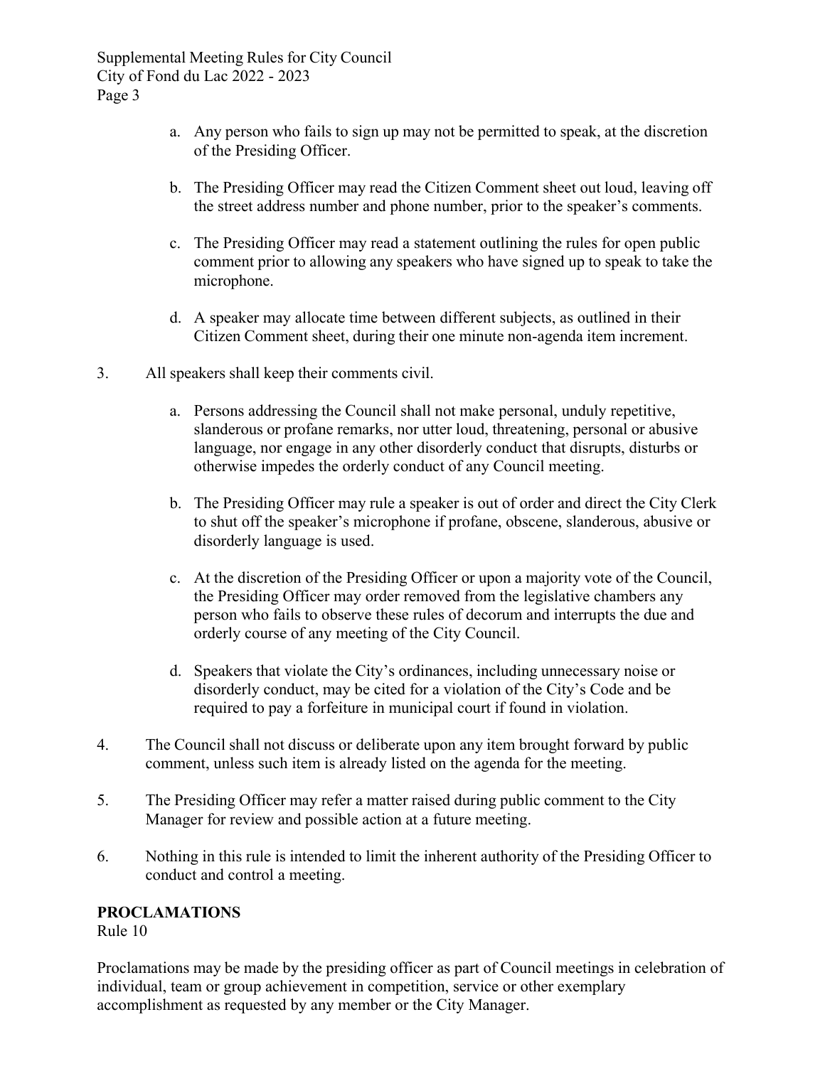a. Any person who fails to sign up may not be permitted to speak, at the discretion of the Presiding Officer.

b. The Presiding Officer may read the Citizen Comment sheet out loud, leaving off the street address number and phone number, prior to the speaker's comments.

c. The Presiding Officer may read a statement outlining the rules for open public comment prior to allowing any speakers who have signed up to speak to take the microphone.

d. A speaker may allocate time between different subjects, as outlined in their Citizen Comment sheet, during their one minute non-agenda item increment.

3. All speakers shall keep their comments civil.

   a. Persons addressing the Council shall not make personal, unduly repetitive, slanderous or profane remarks, nor utter loud, threatening, personal or abusive language, nor engage in any other disorderly conduct that disrupts, disturbs or otherwise impedes the orderly conduct of any Council meeting.

   b. The Presiding Officer may rule a speaker is out of order and direct the City Clerk to shut off the speaker's microphone if profane, obscene, slanderous, abusive or disorderly language is used.

   c. At the discretion of the Presiding Officer or upon a majority vote of the Council, the Presiding Officer may order removed from the legislative chambers any person who fails to observe these rules of decorum and interrupts the due and orderly course of any meeting of the City Council.

   d. Speakers that violate the City's ordinances, including unnecessary noise or disorderly conduct, may be cited for a violation of the City's Code and be required to pay a forfeiture in municipal court if found in violation.

4. The Council shall not discuss or deliberate upon any item brought forward by public comment, unless such item is already listed on the agenda for the meeting.

5. The Presiding Officer may refer a matter raised during public comment to the City Manager for review and possible action at a future meeting.

6. Nothing in this rule is intended to limit the inherent authority of the Presiding Officer to conduct and control a meeting.

**PROCLAMATIONS**
Rule 10

Proclamations may be made by the presiding officer as part of Council meetings in celebration of individual, team or group achievement in competition, service or other exemplary accomplishment as requested by any member or the City Manager.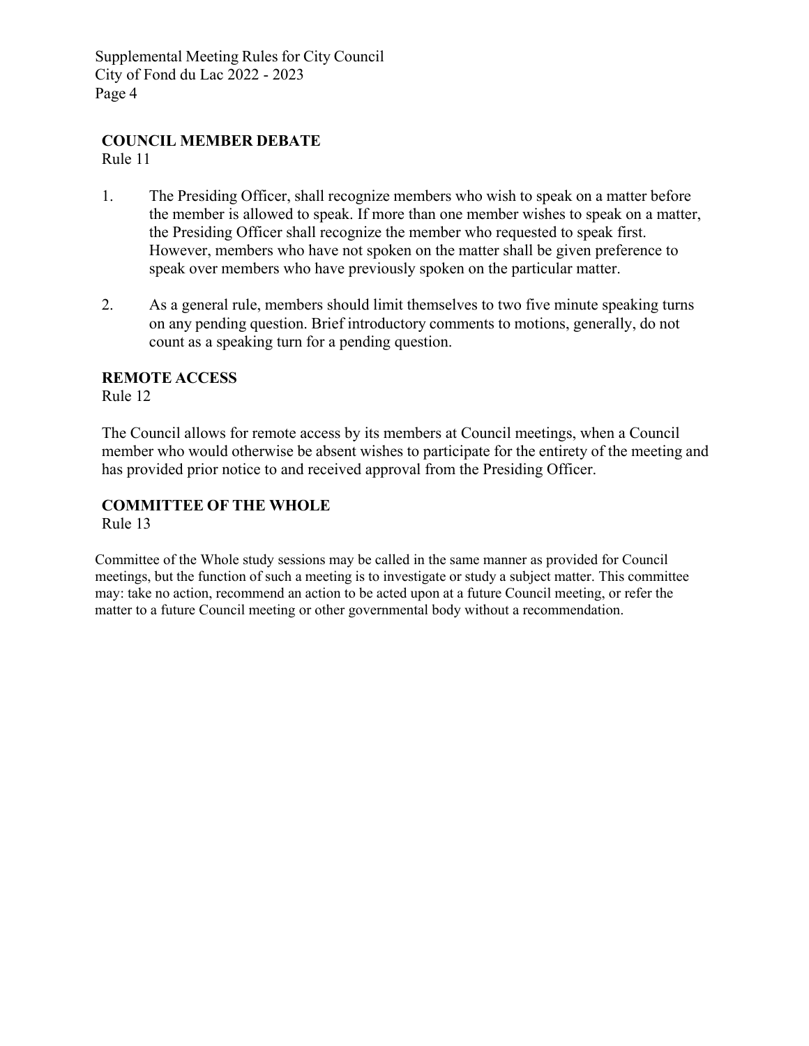**COUNCIL MEMBER DEBATE**
Rule 11

1. The Presiding Officer, shall recognize members who wish to speak on a matter before the member is allowed to speak. If more than one member wishes to speak on a matter, the Presiding Officer shall recognize the member who requested to speak first. However, members who have not spoken on the matter shall be given preference to speak over members who have previously spoken on the particular matter.

2. As a general rule, members should limit themselves to two five minute speaking turns on any pending question. Brief introductory comments to motions, generally, do not count as a speaking turn for a pending question.

**REMOTE ACCESS**
Rule 12

The Council allows for remote access by its members at Council meetings, when a Council member who would otherwise be absent wishes to participate for the entirety of the meeting and has provided prior notice to and received approval from the Presiding Officer.

**COMMITTEE OF THE WHOLE**
Rule 13

Committee of the Whole study sessions may be called in the same manner as provided for Council meetings, but the function of such a meeting is to investigate or study a subject matter. This committee may: take no action, recommend an action to be acted upon at a future Council meeting, or refer the matter to a future Council meeting or other governmental body without a recommendation.